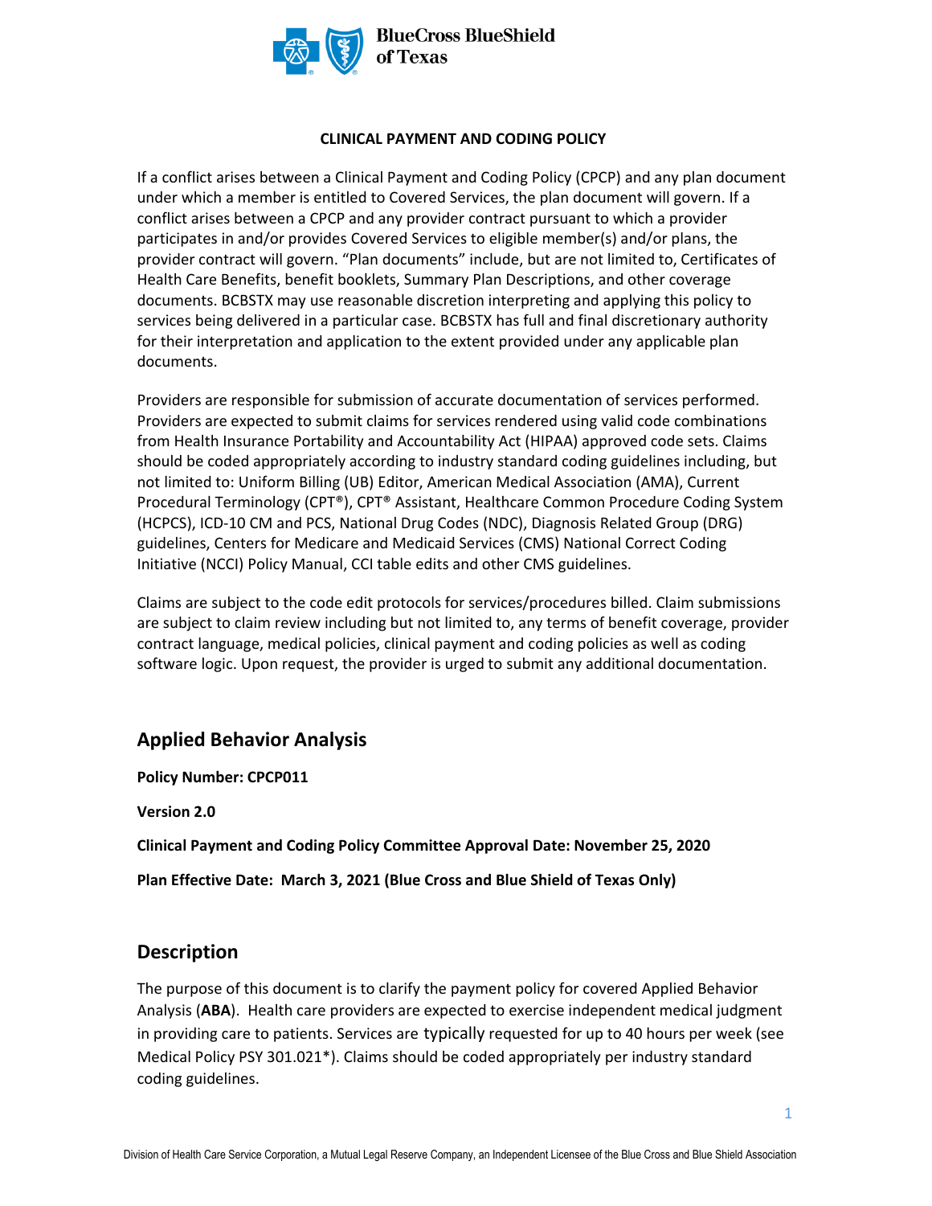BlueCross BlueShield of Texas

**CLINICAL PAYMENT AND CODING POLICY**

If a conflict arises between a Clinical Payment and Coding Policy (CPCP) and any plan document under which a member is entitled to Covered Services, the plan document will govern. If a conflict arises between a CPCP and any provider contract pursuant to which a provider participates in and/or provides Covered Services to eligible member(s) and/or plans, the provider contract will govern. "Plan documents" include, but are not limited to, Certificates of Health Care Benefits, benefit booklets, Summary Plan Descriptions, and other coverage documents. BCBSTX may use reasonable discretion interpreting and applying this policy to services being delivered in a particular case. BCBSTX has full and final discretionary authority for their interpretation and application to the extent provided under any applicable plan documents.

Providers are responsible for submission of accurate documentation of services performed. Providers are expected to submit claims for services rendered using valid code combinations from Health Insurance Portability and Accountability Act (HIPAA) approved code sets. Claims should be coded appropriately according to industry standard coding guidelines including, but not limited to: Uniform Billing (UB) Editor, American Medical Association (AMA), Current Procedural Terminology (CPT®), CPT® Assistant, Healthcare Common Procedure Coding System (HCPCS), ICD-10 CM and PCS, National Drug Codes (NDC), Diagnosis Related Group (DRG) guidelines, Centers for Medicare and Medicaid Services (CMS) National Correct Coding Initiative (NCCI) Policy Manual, CCI table edits and other CMS guidelines.

Claims are subject to the code edit protocols for services/procedures billed. Claim submissions are subject to claim review including but not limited to, any terms of benefit coverage, provider contract language, medical policies, clinical payment and coding policies as well as coding software logic. Upon request, the provider is urged to submit any additional documentation.

## Applied Behavior Analysis

**Policy Number: CPCP011**

**Version 2.0**

**Clinical Payment and Coding Policy Committee Approval Date: November 25, 2020**

**Plan Effective Date: March 3, 2021 (Blue Cross and Blue Shield of Texas Only)**

## Description

The purpose of this document is to clarify the payment policy for covered Applied Behavior Analysis (**ABA**). Health care providers are expected to exercise independent medical judgment in providing care to patients. Services are typically requested for up to 40 hours per week (see Medical Policy PSY 301.021*). Claims should be coded appropriately per industry standard coding guidelines.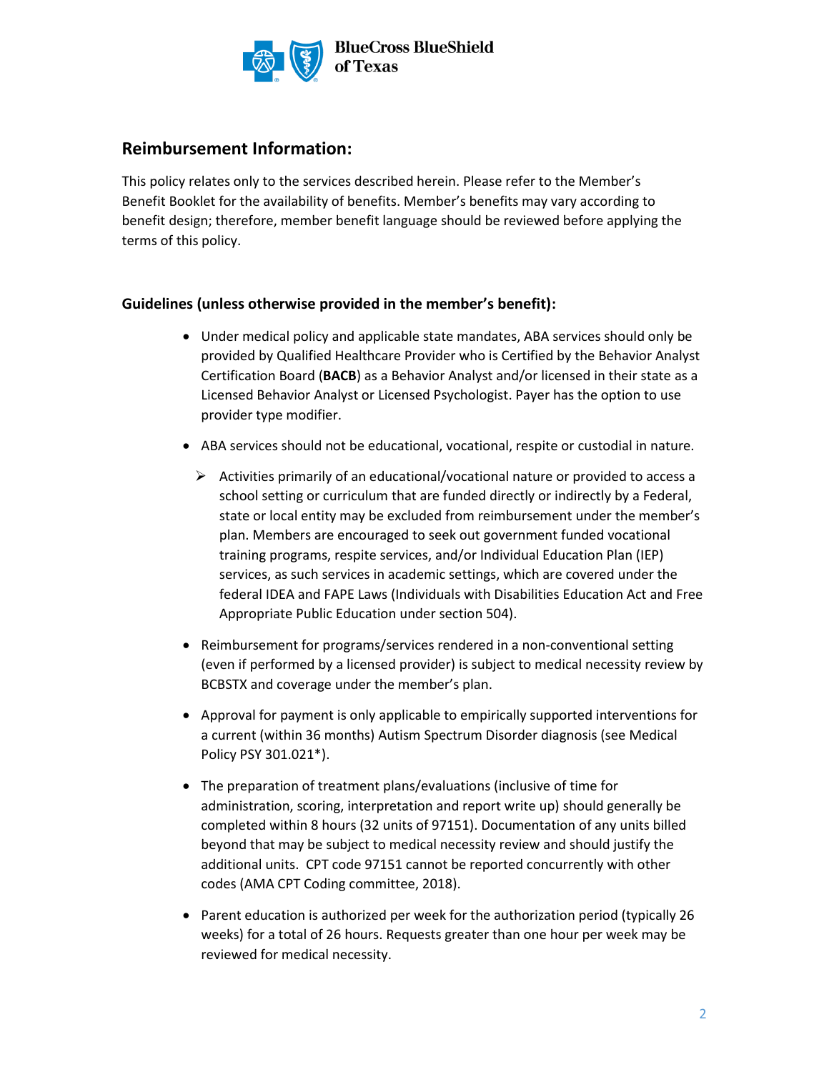## Reimbursement Information:

This policy relates only to the services described herein. Please refer to the Member's Benefit Booklet for the availability of benefits. Member's benefits may vary according to benefit design; therefore, member benefit language should be reviewed before applying the terms of this policy.

### Guidelines (unless otherwise provided in the member's benefit):

- Under medical policy and applicable state mandates, ABA services should only be provided by Qualified Healthcare Provider who is Certified by the Behavior Analyst Certification Board (**BACB**) as a Behavior Analyst and/or licensed in their state as a Licensed Behavior Analyst or Licensed Psychologist. Payer has the option to use provider type modifier.
- ABA services should not be educational, vocational, respite or custodial in nature.
  - Activities primarily of an educational/vocational nature or provided to access a school setting or curriculum that are funded directly or indirectly by a Federal, state or local entity may be excluded from reimbursement under the member's plan. Members are encouraged to seek out government funded vocational training programs, respite services, and/or Individual Education Plan (IEP) services, as such services in academic settings, which are covered under the federal IDEA and FAPE Laws (Individuals with Disabilities Education Act and Free Appropriate Public Education under section 504).
- Reimbursement for programs/services rendered in a non-conventional setting (even if performed by a licensed provider) is subject to medical necessity review by BCBSTX and coverage under the member's plan.
- Approval for payment is only applicable to empirically supported interventions for a current (within 36 months) Autism Spectrum Disorder diagnosis (see Medical Policy PSY 301.021*).
- The preparation of treatment plans/evaluations (inclusive of time for administration, scoring, interpretation and report write up) should generally be completed within 8 hours (32 units of 97151). Documentation of any units billed beyond that may be subject to medical necessity review and should justify the additional units. CPT code 97151 cannot be reported concurrently with other codes (AMA CPT Coding committee, 2018).
- Parent education is authorized per week for the authorization period (typically 26 weeks) for a total of 26 hours. Requests greater than one hour per week may be reviewed for medical necessity.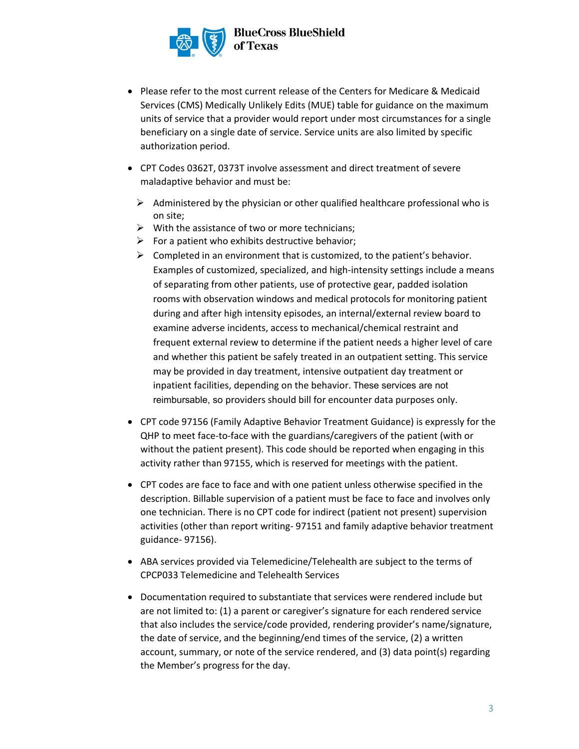- Please refer to the most current release of the Centers for Medicare & Medicaid Services (CMS) Medically Unlikely Edits (MUE) table for guidance on the maximum units of service that a provider would report under most circumstances for a single beneficiary on a single date of service. Service units are also limited by specific authorization period.

- CPT Codes 0362T, 0373T involve assessment and direct treatment of severe maladaptive behavior and must be:
  - Administered by the physician or other qualified healthcare professional who is on site;
  - With the assistance of two or more technicians;
  - For a patient who exhibits destructive behavior;
  - Completed in an environment that is customized, to the patient's behavior. Examples of customized, specialized, and high-intensity settings include a means of separating from other patients, use of protective gear, padded isolation rooms with observation windows and medical protocols for monitoring patient during and after high intensity episodes, an internal/external review board to examine adverse incidents, access to mechanical/chemical restraint and frequent external review to determine if the patient needs a higher level of care and whether this patient be safely treated in an outpatient setting. This service may be provided in day treatment, intensive outpatient day treatment or inpatient facilities, depending on the behavior. These services are not reimbursable, so providers should bill for encounter data purposes only.

- CPT code 97156 (Family Adaptive Behavior Treatment Guidance) is expressly for the QHP to meet face-to-face with the guardians/caregivers of the patient (with or without the patient present). This code should be reported when engaging in this activity rather than 97155, which is reserved for meetings with the patient.

- CPT codes are face to face and with one patient unless otherwise specified in the description. Billable supervision of a patient must be face to face and involves only one technician. There is no CPT code for indirect (patient not present) supervision activities (other than report writing- 97151 and family adaptive behavior treatment guidance- 97156).

- ABA services provided via Telemedicine/Telehealth are subject to the terms of CPCP033 Telemedicine and Telehealth Services

- Documentation required to substantiate that services were rendered include but are not limited to: (1) a parent or caregiver's signature for each rendered service that also includes the service/code provided, rendering provider's name/signature, the date of service, and the beginning/end times of the service, (2) a written account, summary, or note of the service rendered, and (3) data point(s) regarding the Member's progress for the day.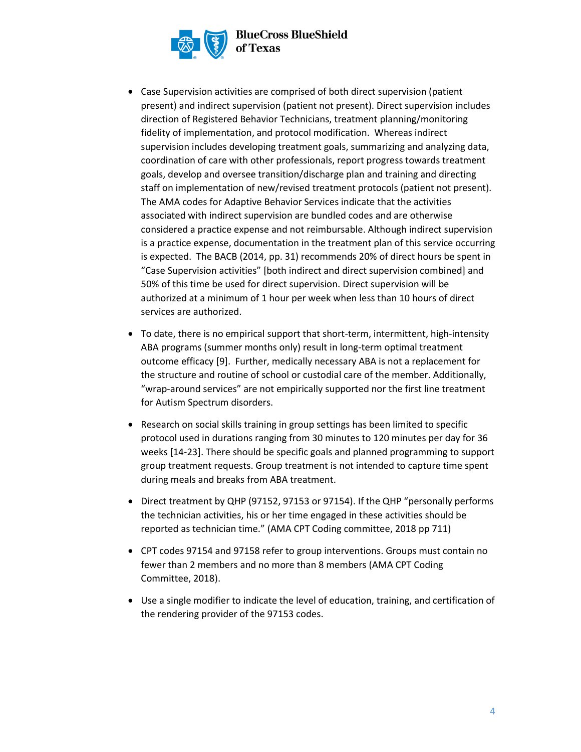- Case Supervision activities are comprised of both direct supervision (patient present) and indirect supervision (patient not present). Direct supervision includes direction of Registered Behavior Technicians, treatment planning/monitoring fidelity of implementation, and protocol modification. Whereas indirect supervision includes developing treatment goals, summarizing and analyzing data, coordination of care with other professionals, report progress towards treatment goals, develop and oversee transition/discharge plan and training and directing staff on implementation of new/revised treatment protocols (patient not present). The AMA codes for Adaptive Behavior Services indicate that the activities associated with indirect supervision are bundled codes and are otherwise considered a practice expense and not reimbursable. Although indirect supervision is a practice expense, documentation in the treatment plan of this service occurring is expected. The BACB (2014, pp. 31) recommends 20% of direct hours be spent in "Case Supervision activities" [both indirect and direct supervision combined] and 50% of this time be used for direct supervision. Direct supervision will be authorized at a minimum of 1 hour per week when less than 10 hours of direct services are authorized.

- To date, there is no empirical support that short-term, intermittent, high-intensity ABA programs (summer months only) result in long-term optimal treatment outcome efficacy [9]. Further, medically necessary ABA is not a replacement for the structure and routine of school or custodial care of the member. Additionally, "wrap-around services" are not empirically supported nor the first line treatment for Autism Spectrum disorders.

- Research on social skills training in group settings has been limited to specific protocol used in durations ranging from 30 minutes to 120 minutes per day for 36 weeks [14-23]. There should be specific goals and planned programming to support group treatment requests. Group treatment is not intended to capture time spent during meals and breaks from ABA treatment.

- Direct treatment by QHP (97152, 97153 or 97154). If the QHP "personally performs the technician activities, his or her time engaged in these activities should be reported as technician time." (AMA CPT Coding committee, 2018 pp 711)

- CPT codes 97154 and 97158 refer to group interventions. Groups must contain no fewer than 2 members and no more than 8 members (AMA CPT Coding Committee, 2018).

- Use a single modifier to indicate the level of education, training, and certification of the rendering provider of the 97153 codes.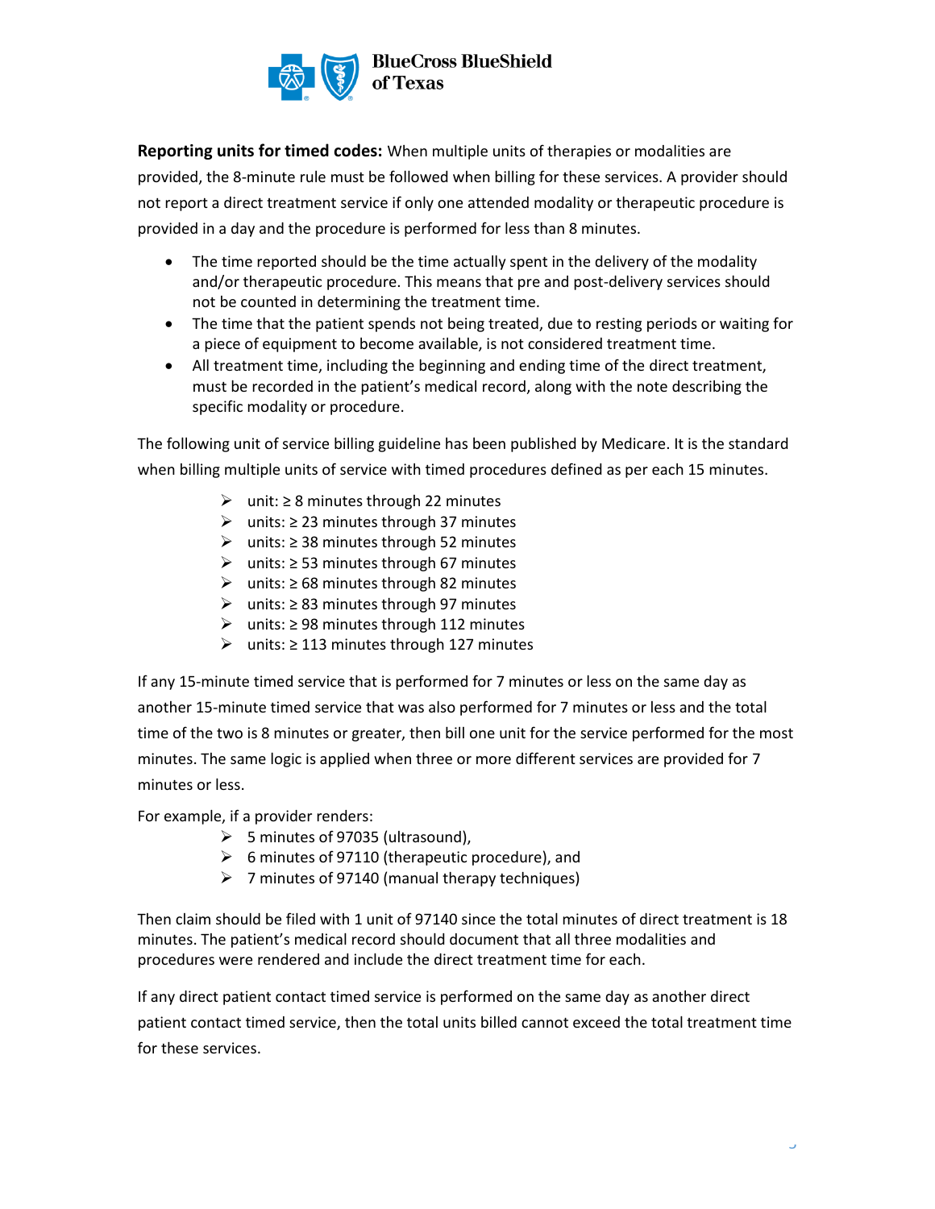**Reporting units for timed codes:** When multiple units of therapies or modalities are provided, the 8-minute rule must be followed when billing for these services. A provider should not report a direct treatment service if only one attended modality or therapeutic procedure is provided in a day and the procedure is performed for less than 8 minutes.

- The time reported should be the time actually spent in the delivery of the modality and/or therapeutic procedure. This means that pre and post-delivery services should not be counted in determining the treatment time.
- The time that the patient spends not being treated, due to resting periods or waiting for a piece of equipment to become available, is not considered treatment time.
- All treatment time, including the beginning and ending time of the direct treatment, must be recorded in the patient's medical record, along with the note describing the specific modality or procedure.

The following unit of service billing guideline has been published by Medicare. It is the standard when billing multiple units of service with timed procedures defined as per each 15 minutes.

- unit: ≥ 8 minutes through 22 minutes
- units: ≥ 23 minutes through 37 minutes
- units: ≥ 38 minutes through 52 minutes
- units: ≥ 53 minutes through 67 minutes
- units: ≥ 68 minutes through 82 minutes
- units: ≥ 83 minutes through 97 minutes
- units: ≥ 98 minutes through 112 minutes
- units: ≥ 113 minutes through 127 minutes

If any 15-minute timed service that is performed for 7 minutes or less on the same day as another 15-minute timed service that was also performed for 7 minutes or less and the total time of the two is 8 minutes or greater, then bill one unit for the service performed for the most minutes. The same logic is applied when three or more different services are provided for 7 minutes or less.

For example, if a provider renders:

- 5 minutes of 97035 (ultrasound),
- 6 minutes of 97110 (therapeutic procedure), and
- 7 minutes of 97140 (manual therapy techniques)

Then claim should be filed with 1 unit of 97140 since the total minutes of direct treatment is 18 minutes. The patient's medical record should document that all three modalities and procedures were rendered and include the direct treatment time for each.

If any direct patient contact timed service is performed on the same day as another direct patient contact timed service, then the total units billed cannot exceed the total treatment time for these services.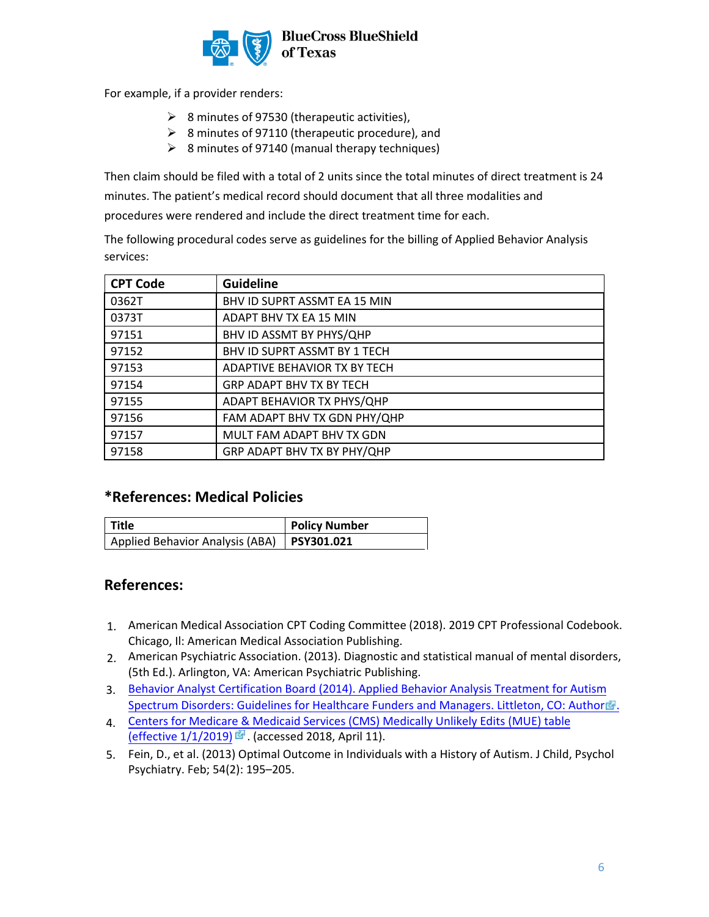For example, if a provider renders:

- 8 minutes of 97530 (therapeutic activities),
- 8 minutes of 97110 (therapeutic procedure), and
- 8 minutes of 97140 (manual therapy techniques)

Then claim should be filed with a total of 2 units since the total minutes of direct treatment is 24 minutes. The patient's medical record should document that all three modalities and procedures were rendered and include the direct treatment time for each.

The following procedural codes serve as guidelines for the billing of Applied Behavior Analysis services:

| CPT Code | Guideline |
|---|---|
| 0362T | BHV ID SUPRT ASSMT EA 15 MIN |
| 0373T | ADAPT BHV TX EA 15 MIN |
| 97151 | BHV ID ASSMT BY PHYS/QHP |
| 97152 | BHV ID SUPRT ASSMT BY 1 TECH |
| 97153 | ADAPTIVE BEHAVIOR TX BY TECH |
| 97154 | GRP ADAPT BHV TX BY TECH |
| 97155 | ADAPT BEHAVIOR TX PHYS/QHP |
| 97156 | FAM ADAPT BHV TX GDN PHY/QHP |
| 97157 | MULT FAM ADAPT BHV TX GDN |
| 97158 | GRP ADAPT BHV TX BY PHY/QHP |

## *References: Medical Policies

| Title | Policy Number |
|---|---|
| Applied Behavior Analysis (ABA) | **PSY301.021** |

## References:

1. American Medical Association CPT Coding Committee (2018). 2019 CPT Professional Codebook. Chicago, Il: American Medical Association Publishing.
2. American Psychiatric Association. (2013). Diagnostic and statistical manual of mental disorders, (5th Ed.). Arlington, VA: American Psychiatric Publishing.
3. Behavior Analyst Certification Board (2014). Applied Behavior Analysis Treatment for Autism Spectrum Disorders: Guidelines for Healthcare Funders and Managers. Littleton, CO: Author.
4. Centers for Medicare & Medicaid Services (CMS) Medically Unlikely Edits (MUE) table (effective 1/1/2019). (accessed 2018, April 11).
5. Fein, D., et al. (2013) Optimal Outcome in Individuals with a History of Autism. J Child, Psychol Psychiatry. Feb; 54(2): 195–205.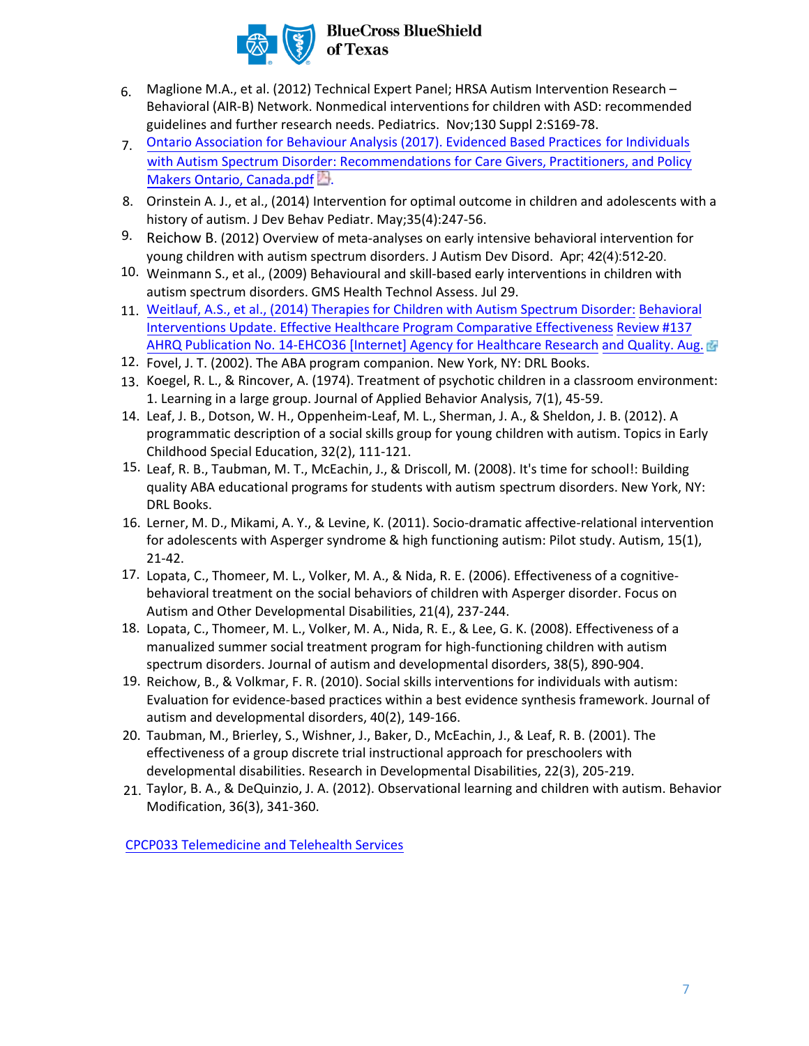6. Maglione M.A., et al. (2012) Technical Expert Panel; HRSA Autism Intervention Research – Behavioral (AIR-B) Network. Nonmedical interventions for children with ASD: recommended guidelines and further research needs. Pediatrics. Nov;130 Suppl 2:S169-78.
7. Ontario Association for Behaviour Analysis (2017). Evidenced Based Practices for Individuals with Autism Spectrum Disorder: Recommendations for Care Givers, Practitioners, and Policy Makers Ontario, Canada.pdf.
8. Orinstein A. J., et al., (2014) Intervention for optimal outcome in children and adolescents with a history of autism. J Dev Behav Pediatr. May;35(4):247-56.
9. Reichow B. (2012) Overview of meta-analyses on early intensive behavioral intervention for young children with autism spectrum disorders. J Autism Dev Disord. Apr; 42(4):512-20.
10. Weinmann S., et al., (2009) Behavioural and skill-based early interventions in children with autism spectrum disorders. GMS Health Technol Assess. Jul 29.
11. Weitlauf, A.S., et al., (2014) Therapies for Children with Autism Spectrum Disorder: Behavioral Interventions Update. Effective Healthcare Program Comparative Effectiveness Review #137 AHRQ Publication No. 14-EHCO36 [Internet] Agency for Healthcare Research and Quality. Aug.
12. Fovel, J. T. (2002). The ABA program companion. New York, NY: DRL Books.
13. Koegel, R. L., & Rincover, A. (1974). Treatment of psychotic children in a classroom environment: 1. Learning in a large group. Journal of Applied Behavior Analysis, 7(1), 45-59.
14. Leaf, J. B., Dotson, W. H., Oppenheim-Leaf, M. L., Sherman, J. A., & Sheldon, J. B. (2012). A programmatic description of a social skills group for young children with autism. Topics in Early Childhood Special Education, 32(2), 111-121.
15. Leaf, R. B., Taubman, M. T., McEachin, J., & Driscoll, M. (2008). It's time for school!: Building quality ABA educational programs for students with autism spectrum disorders. New York, NY: DRL Books.
16. Lerner, M. D., Mikami, A. Y., & Levine, K. (2011). Socio-dramatic affective-relational intervention for adolescents with Asperger syndrome & high functioning autism: Pilot study. Autism, 15(1), 21-42.
17. Lopata, C., Thomeer, M. L., Volker, M. A., & Nida, R. E. (2006). Effectiveness of a cognitive-behavioral treatment on the social behaviors of children with Asperger disorder. Focus on Autism and Other Developmental Disabilities, 21(4), 237-244.
18. Lopata, C., Thomeer, M. L., Volker, M. A., Nida, R. E., & Lee, G. K. (2008). Effectiveness of a manualized summer social treatment program for high-functioning children with autism spectrum disorders. Journal of autism and developmental disorders, 38(5), 890-904.
19. Reichow, B., & Volkmar, F. R. (2010). Social skills interventions for individuals with autism: Evaluation for evidence-based practices within a best evidence synthesis framework. Journal of autism and developmental disorders, 40(2), 149-166.
20. Taubman, M., Brierley, S., Wishner, J., Baker, D., McEachin, J., & Leaf, R. B. (2001). The effectiveness of a group discrete trial instructional approach for preschoolers with developmental disabilities. Research in Developmental Disabilities, 22(3), 205-219.
21. Taylor, B. A., & DeQuinzio, J. A. (2012). Observational learning and children with autism. Behavior Modification, 36(3), 341-360.

CPCP033 Telemedicine and Telehealth Services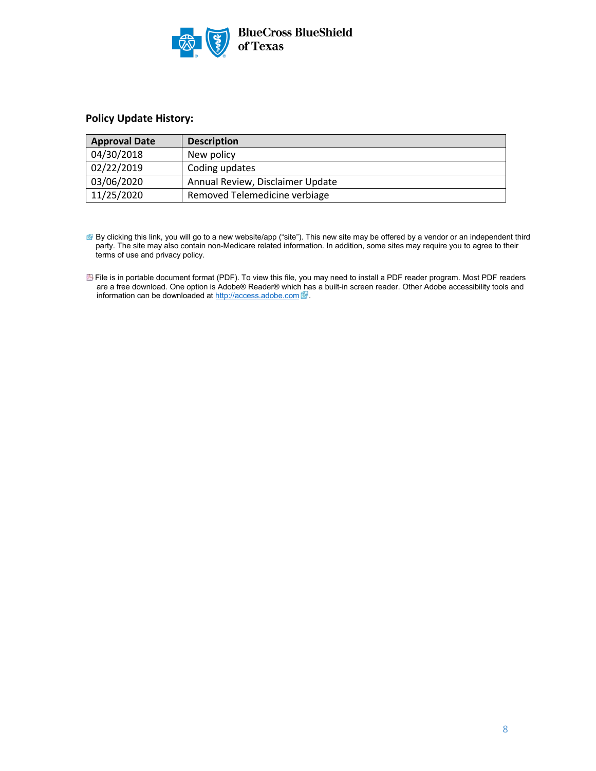**Policy Update History:**

| Approval Date | Description |
|---|---|
| 04/30/2018 | New policy |
| 02/22/2019 | Coding updates |
| 03/06/2020 | Annual Review, Disclaimer Update |
| 11/25/2020 | Removed Telemedicine verbiage |

By clicking this link, you will go to a new website/app (“site”). This new site may be offered by a vendor or an independent third party. The site may also contain non-Medicare related information. In addition, some sites may require you to agree to their terms of use and privacy policy.

File is in portable document format (PDF). To view this file, you may need to install a PDF reader program. Most PDF readers are a free download. One option is Adobe® Reader® which has a built-in screen reader. Other Adobe accessibility tools and information can be downloaded at http://access.adobe.com.